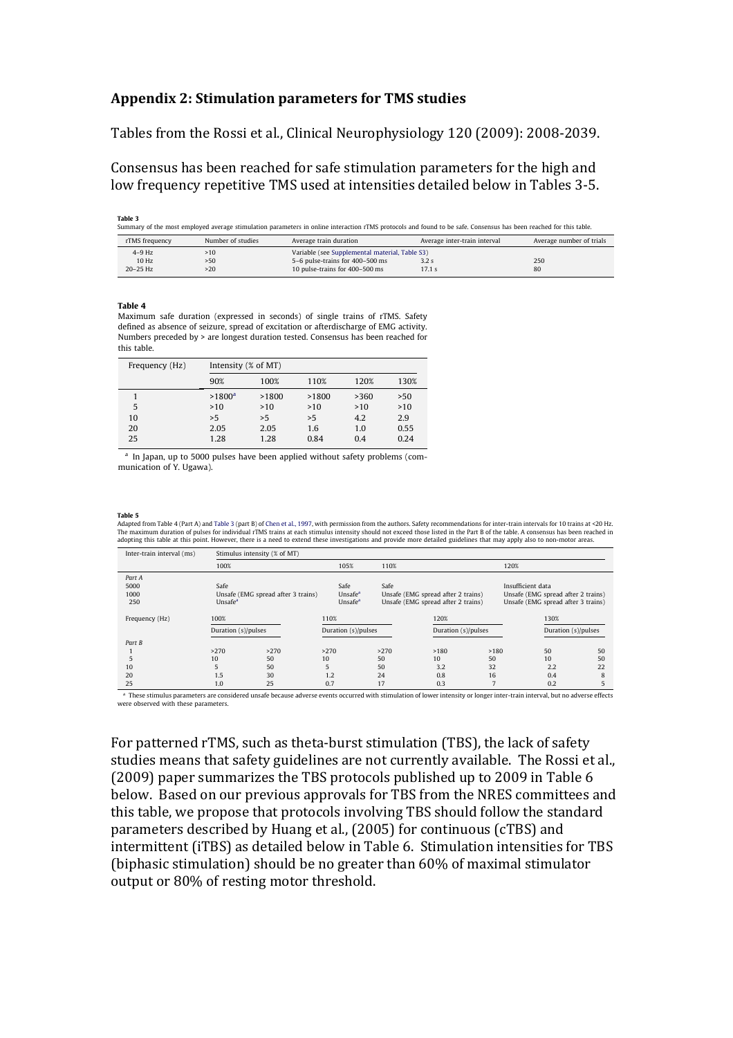## Appendix 2: Stimulation parameters for TMS studies

Tables from the Rossi et al., Clinical Neurophysiology 120 (2009): 2008-2039.

Consensus has been reached for safe stimulation parameters for the high and low frequency repetitive TMS used at intensities detailed below in Tables 3-5.

**Table 3**
Summary of the most employed average stimulation parameters in online interaction rTMS protocols and found to be safe. Consensus has been reached for this table.

| rTMS frequency | Number of studies | Average train duration | Average inter-train interval | Average number of trials |
|---|---|---|---|---|
| 4–9 Hz | >10 | Variable (see Supplemental material, Table S3) | | |
| 10 Hz | >50 | 5–6 pulse-trains for 400–500 ms | 3.2 s | 250 |
| 20–25 Hz | >20 | 10 pulse-trains for 400–500 ms | 17.1 s | 80 |

**Table 4**
Maximum safe duration (expressed in seconds) of single trains of rTMS. Safety defined as absence of seizure, spread of excitation or afterdischarge of EMG activity. Numbers preceded by > are longest duration tested. Consensus has been reached for this table.

| Frequency (Hz) | Intensity (% of MT) | | | | |
|---|---|---|---|---|---|
| | 90% | 100% | 110% | 120% | 130% |
| 1 | >1800[a] | >1800 | >1800 | >360 | >50 |
| 5 | >10 | >10 | >10 | >10 | >10 |
| 10 | >5 | >5 | >5 | 4.2 | 2.9 |
| 20 | 2.05 | 2.05 | 1.6 | 1.0 | 0.55 |
| 25 | 1.28 | 1.28 | 0.84 | 0.4 | 0.24 |

[a] In Japan, up to 5000 pulses have been applied without safety problems (communication of Y. Ugawa).

**Table 5**
Adapted from Table 4 (Part A) and Table 3 (part B) of Chen et al., 1997, with permission from the authors. Safety recommendations for inter-train intervals for 10 trains at <20 Hz. The maximum duration of pulses for individual rTMS trains at each stimulus intensity should not exceed those listed in the Part B of the table. A consensus has been reached in adopting this table at this point. However, there is a need to extend these investigations and provide more detailed guidelines that may apply also to non-motor areas.

| Inter-train interval (ms) | Stimulus intensity (% of MT) | | | |
|---|---|---|---|---|
| | 100% | 105% | 110% | 120% |
| *Part A* | | | | |
| 5000 | Safe | Safe | Safe | Insufficient data |
| 1000 | Unsafe (EMG spread after 3 trains) | Unsafe[a] | Unsafe (EMG spread after 2 trains) | Unsafe (EMG spread after 2 trains) |
| 250 | Unsafe[a] | Unsafe[a] | Unsafe (EMG spread after 2 trains) | Unsafe (EMG spread after 3 trains) |

| Frequency (Hz) | 100% | | 110% | | 120% | | 130% | |
|---|---|---|---|---|---|---|---|---|
| | Duration (s)/pulses | | Duration (s)/pulses | | Duration (s)/pulses | | Duration (s)/pulses | |
| *Part B* | | | | | | | | |
| 1 | >270 | >270 | >270 | >270 | >180 | >180 | 50 | 50 |
| 5 | 10 | 50 | 10 | 50 | 10 | 50 | 10 | 50 |
| 10 | 5 | 50 | 5 | 50 | 3.2 | 32 | 2.2 | 22 |
| 20 | 1.5 | 30 | 1.2 | 24 | 0.8 | 16 | 0.4 | 8 |
| 25 | 1.0 | 25 | 0.7 | 17 | 0.3 | 7 | 0.2 | 5 |

[a] These stimulus parameters are considered unsafe because adverse events occurred with stimulation of lower intensity or longer inter-train interval, but no adverse effects were observed with these parameters.

For patterned rTMS, such as theta-burst stimulation (TBS), the lack of safety studies means that safety guidelines are not currently available. The Rossi et al., (2009) paper summarizes the TBS protocols published up to 2009 in Table 6 below. Based on our previous approvals for TBS from the NRES committees and this table, we propose that protocols involving TBS should follow the standard parameters described by Huang et al., (2005) for continuous (cTBS) and intermittent (iTBS) as detailed below in Table 6. Stimulation intensities for TBS (biphasic stimulation) should be no greater than 60% of maximal stimulator output or 80% of resting motor threshold.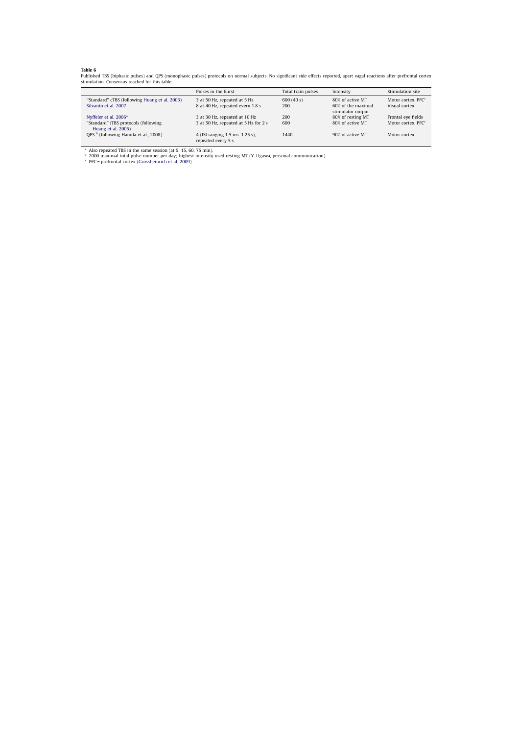**Table 6**
Published TBS (biphasic pulses) and QPS (monophasic pulses) protocols on normal subjects. No significant side effects reported, apart vagal reactions after prefrontal cortex stimulation. Consensus reached for this table.

| | Pulses in the burst | Total train pulses | Intensity | Stimulation site |
|---|---|---|---|---|
| "Standard" cTBS (following Huang et al. 2005) | 3 at 50 Hz, repeated at 5 Hz | 600 (40 s) | 80% of active MT | Motor cortex, PFC[c] |
| Silvanto et al. 2007 | 8 at 40 Hz, repeated every 1.8 s | 200 | 60% of the maximal stimulator output | Visual cortex |
| Nyffeler et al. 2006[a] | 3 at 30 Hz, repeated at 10 Hz | 200 | 80% of resting MT | Frontal eye fields |
| "Standard" iTBS protocols (following Huang et al. 2005) | 3 at 50 Hz, repeated at 5 Hz for 2 s | 600 | 80% of active MT | Motor cortex, PFC[c] |
| QPS [b] (following Hamda et al., 2008) | 4 (ISI ranging 1.5 ms–1.25 s), repeated every 5 s | 1440 | 90% of active MT | Motor cortex |

[a] Also repeated TBS in the same session (at 5, 15, 60, 75 min).
[b] 2000 maximal total pulse number per day; highest intensity used resting MT (Y. Ugawa, personal communication).
[c] PFC = prefrontal cortex (Grossheinrich et al. 2009).